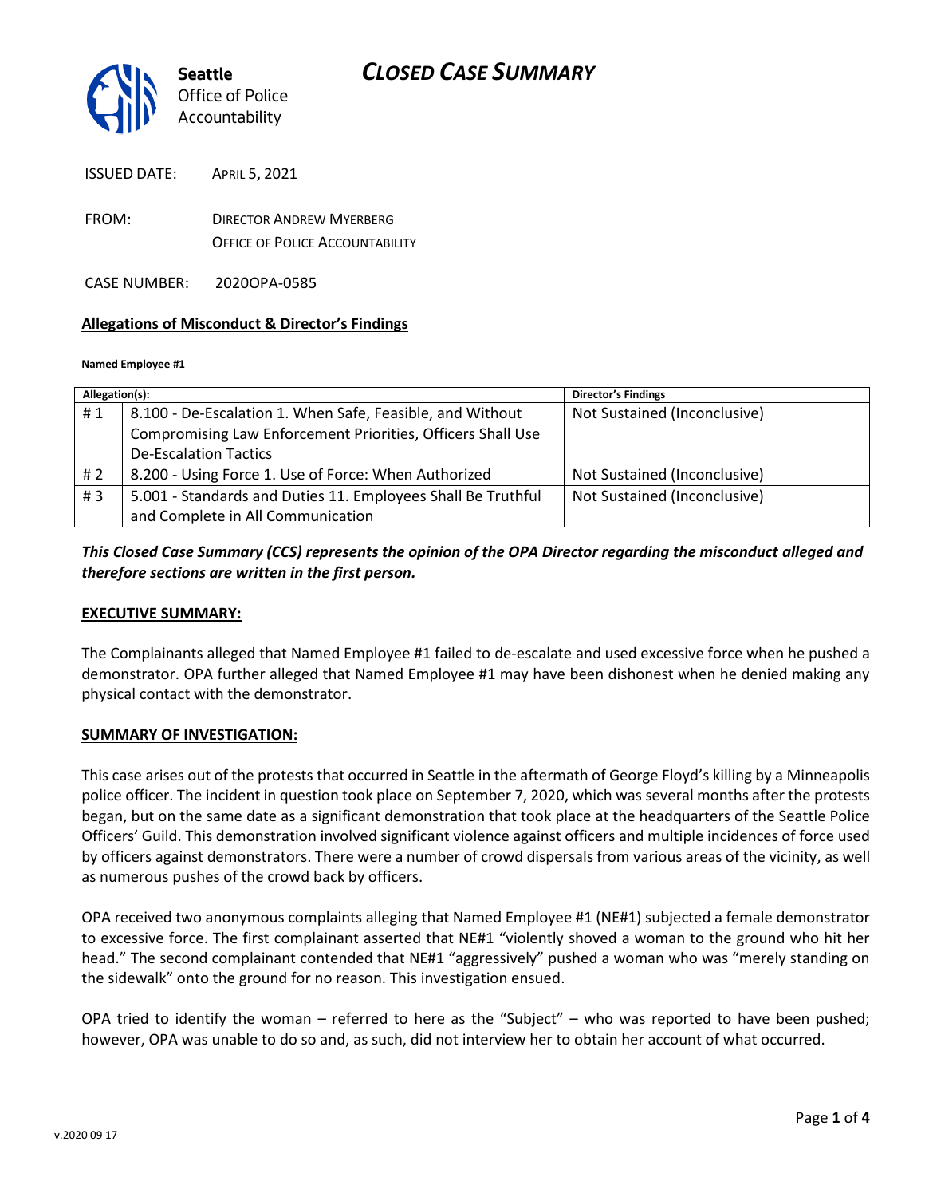# CLOSED CASE SUMMARY

**Seattle** Office of Police Accountability

ISSUED DATE: APRIL 5, 2021

FROM: DIRECTOR ANDREW MYERBERG
OFFICE OF POLICE ACCOUNTABILITY

CASE NUMBER: 2020OPA-0585

## Allegations of Misconduct & Director's Findings

**Named Employee #1**

| Allegation(s): | | Director's Findings |
|---|---|---|
| # 1 | 8.100 - De-Escalation 1. When Safe, Feasible, and Without Compromising Law Enforcement Priorities, Officers Shall Use De-Escalation Tactics | Not Sustained (Inconclusive) |
| # 2 | 8.200 - Using Force 1. Use of Force: When Authorized | Not Sustained (Inconclusive) |
| # 3 | 5.001 - Standards and Duties 11. Employees Shall Be Truthful and Complete in All Communication | Not Sustained (Inconclusive) |

***This Closed Case Summary (CCS) represents the opinion of the OPA Director regarding the misconduct alleged and therefore sections are written in the first person.***

**EXECUTIVE SUMMARY:**

The Complainants alleged that Named Employee #1 failed to de-escalate and used excessive force when he pushed a demonstrator. OPA further alleged that Named Employee #1 may have been dishonest when he denied making any physical contact with the demonstrator.

**SUMMARY OF INVESTIGATION:**

This case arises out of the protests that occurred in Seattle in the aftermath of George Floyd's killing by a Minneapolis police officer. The incident in question took place on September 7, 2020, which was several months after the protests began, but on the same date as a significant demonstration that took place at the headquarters of the Seattle Police Officers' Guild. This demonstration involved significant violence against officers and multiple incidences of force used by officers against demonstrators. There were a number of crowd dispersals from various areas of the vicinity, as well as numerous pushes of the crowd back by officers.

OPA received two anonymous complaints alleging that Named Employee #1 (NE#1) subjected a female demonstrator to excessive force. The first complainant asserted that NE#1 "violently shoved a woman to the ground who hit her head." The second complainant contended that NE#1 "aggressively" pushed a woman who was "merely standing on the sidewalk" onto the ground for no reason. This investigation ensued.

OPA tried to identify the woman – referred to here as the "Subject" – who was reported to have been pushed; however, OPA was unable to do so and, as such, did not interview her to obtain her account of what occurred.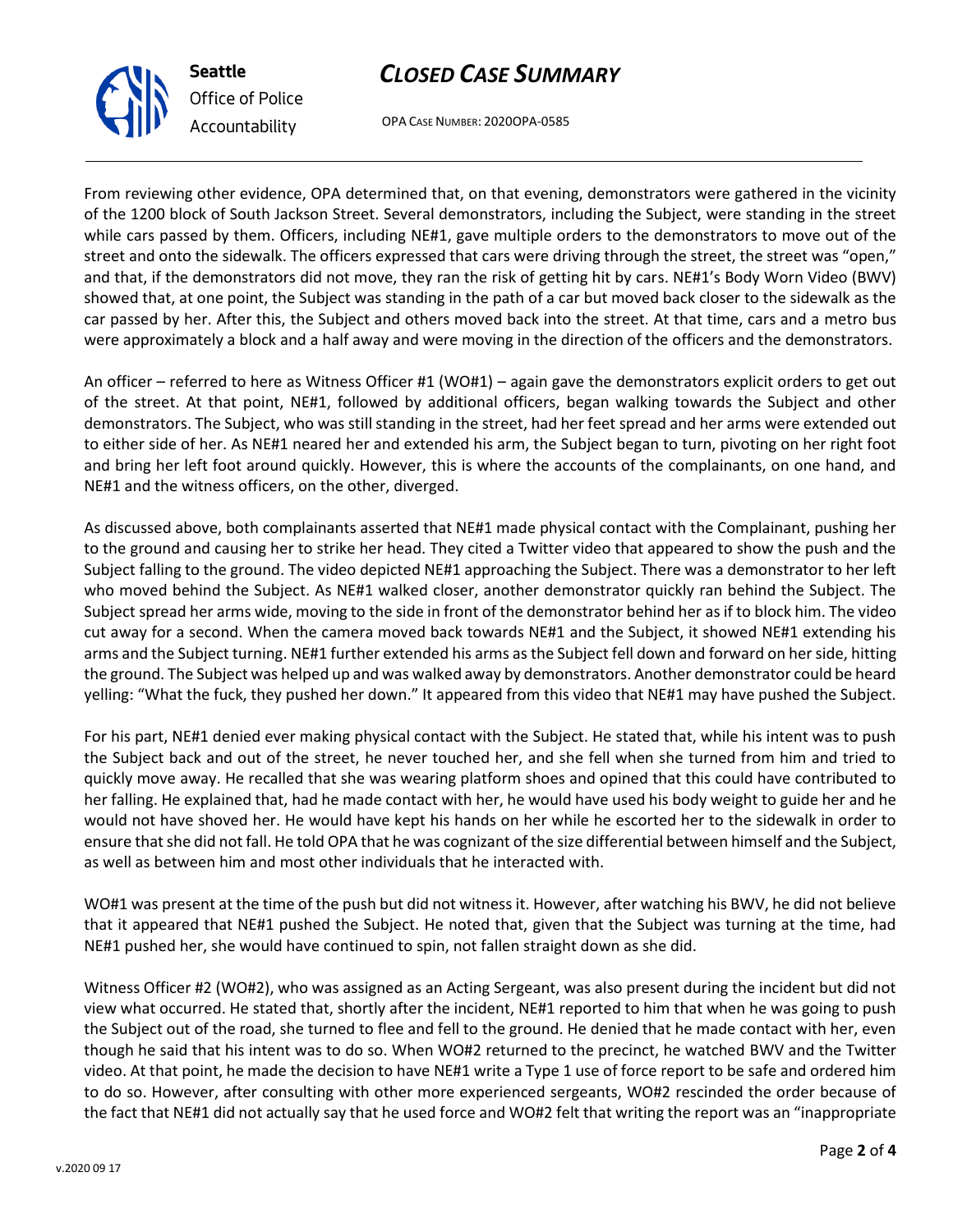From reviewing other evidence, OPA determined that, on that evening, demonstrators were gathered in the vicinity of the 1200 block of South Jackson Street. Several demonstrators, including the Subject, were standing in the street while cars passed by them. Officers, including NE#1, gave multiple orders to the demonstrators to move out of the street and onto the sidewalk. The officers expressed that cars were driving through the street, the street was "open," and that, if the demonstrators did not move, they ran the risk of getting hit by cars. NE#1's Body Worn Video (BWV) showed that, at one point, the Subject was standing in the path of a car but moved back closer to the sidewalk as the car passed by her. After this, the Subject and others moved back into the street. At that time, cars and a metro bus were approximately a block and a half away and were moving in the direction of the officers and the demonstrators.

An officer – referred to here as Witness Officer #1 (WO#1) – again gave the demonstrators explicit orders to get out of the street. At that point, NE#1, followed by additional officers, began walking towards the Subject and other demonstrators. The Subject, who was still standing in the street, had her feet spread and her arms were extended out to either side of her. As NE#1 neared her and extended his arm, the Subject began to turn, pivoting on her right foot and bring her left foot around quickly. However, this is where the accounts of the complainants, on one hand, and NE#1 and the witness officers, on the other, diverged.

As discussed above, both complainants asserted that NE#1 made physical contact with the Complainant, pushing her to the ground and causing her to strike her head. They cited a Twitter video that appeared to show the push and the Subject falling to the ground. The video depicted NE#1 approaching the Subject. There was a demonstrator to her left who moved behind the Subject. As NE#1 walked closer, another demonstrator quickly ran behind the Subject. The Subject spread her arms wide, moving to the side in front of the demonstrator behind her as if to block him. The video cut away for a second. When the camera moved back towards NE#1 and the Subject, it showed NE#1 extending his arms and the Subject turning. NE#1 further extended his arms as the Subject fell down and forward on her side, hitting the ground. The Subject was helped up and was walked away by demonstrators. Another demonstrator could be heard yelling: "What the fuck, they pushed her down." It appeared from this video that NE#1 may have pushed the Subject.

For his part, NE#1 denied ever making physical contact with the Subject. He stated that, while his intent was to push the Subject back and out of the street, he never touched her, and she fell when she turned from him and tried to quickly move away. He recalled that she was wearing platform shoes and opined that this could have contributed to her falling. He explained that, had he made contact with her, he would have used his body weight to guide her and he would not have shoved her. He would have kept his hands on her while he escorted her to the sidewalk in order to ensure that she did not fall. He told OPA that he was cognizant of the size differential between himself and the Subject, as well as between him and most other individuals that he interacted with.

WO#1 was present at the time of the push but did not witness it. However, after watching his BWV, he did not believe that it appeared that NE#1 pushed the Subject. He noted that, given that the Subject was turning at the time, had NE#1 pushed her, she would have continued to spin, not fallen straight down as she did.

Witness Officer #2 (WO#2), who was assigned as an Acting Sergeant, was also present during the incident but did not view what occurred. He stated that, shortly after the incident, NE#1 reported to him that when he was going to push the Subject out of the road, she turned to flee and fell to the ground. He denied that he made contact with her, even though he said that his intent was to do so. When WO#2 returned to the precinct, he watched BWV and the Twitter video. At that point, he made the decision to have NE#1 write a Type 1 use of force report to be safe and ordered him to do so. However, after consulting with other more experienced sergeants, WO#2 rescinded the order because of the fact that NE#1 did not actually say that he used force and WO#2 felt that writing the report was an "inappropriate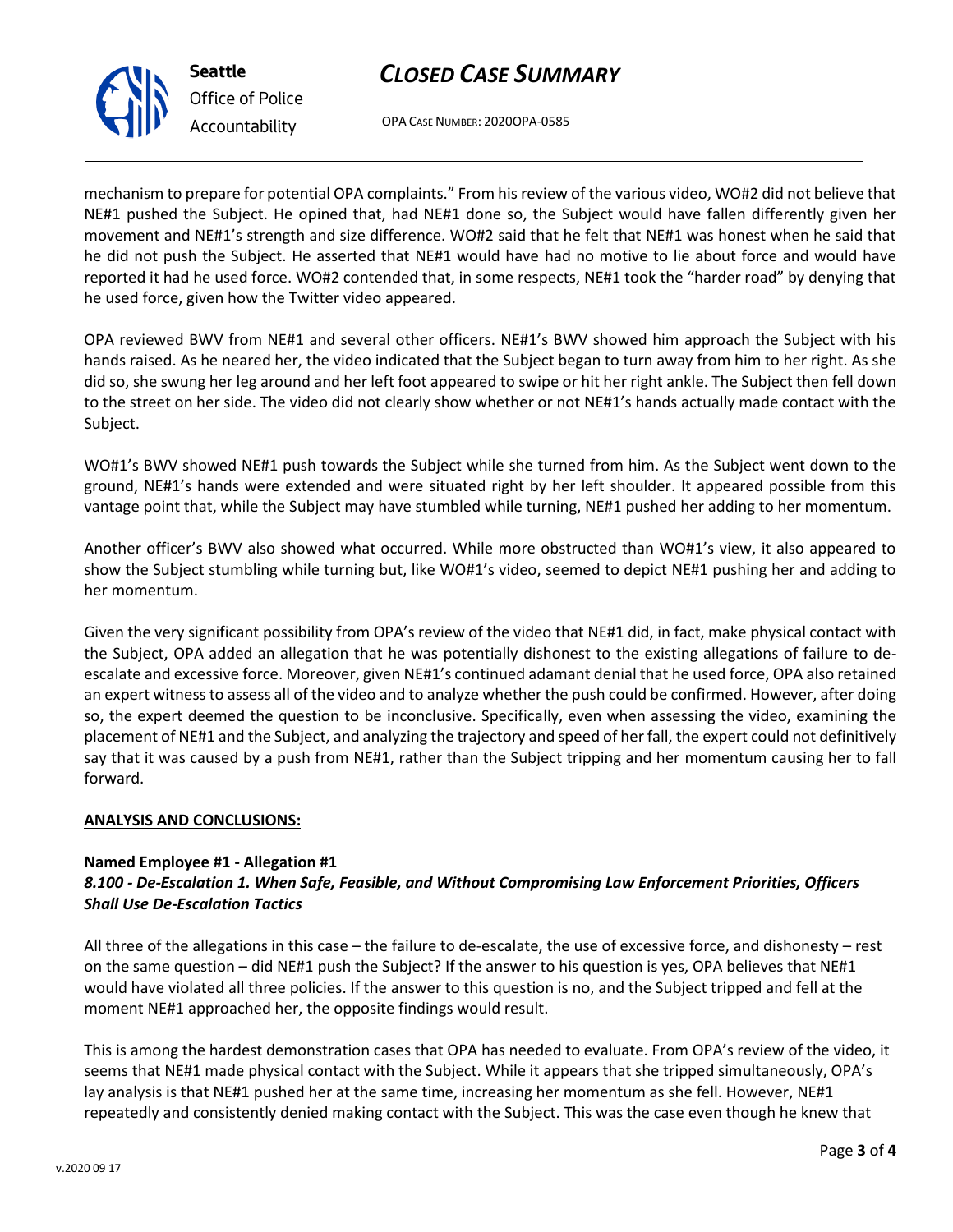mechanism to prepare for potential OPA complaints." From his review of the various video, WO#2 did not believe that NE#1 pushed the Subject. He opined that, had NE#1 done so, the Subject would have fallen differently given her movement and NE#1's strength and size difference. WO#2 said that he felt that NE#1 was honest when he said that he did not push the Subject. He asserted that NE#1 would have had no motive to lie about force and would have reported it had he used force. WO#2 contended that, in some respects, NE#1 took the "harder road" by denying that he used force, given how the Twitter video appeared.

OPA reviewed BWV from NE#1 and several other officers. NE#1's BWV showed him approach the Subject with his hands raised. As he neared her, the video indicated that the Subject began to turn away from him to her right. As she did so, she swung her leg around and her left foot appeared to swipe or hit her right ankle. The Subject then fell down to the street on her side. The video did not clearly show whether or not NE#1's hands actually made contact with the Subject.

WO#1's BWV showed NE#1 push towards the Subject while she turned from him. As the Subject went down to the ground, NE#1's hands were extended and were situated right by her left shoulder. It appeared possible from this vantage point that, while the Subject may have stumbled while turning, NE#1 pushed her adding to her momentum.

Another officer's BWV also showed what occurred. While more obstructed than WO#1's view, it also appeared to show the Subject stumbling while turning but, like WO#1's video, seemed to depict NE#1 pushing her and adding to her momentum.

Given the very significant possibility from OPA's review of the video that NE#1 did, in fact, make physical contact with the Subject, OPA added an allegation that he was potentially dishonest to the existing allegations of failure to de-escalate and excessive force. Moreover, given NE#1's continued adamant denial that he used force, OPA also retained an expert witness to assess all of the video and to analyze whether the push could be confirmed. However, after doing so, the expert deemed the question to be inconclusive. Specifically, even when assessing the video, examining the placement of NE#1 and the Subject, and analyzing the trajectory and speed of her fall, the expert could not definitively say that it was caused by a push from NE#1, rather than the Subject tripping and her momentum causing her to fall forward.

## ANALYSIS AND CONCLUSIONS:

### Named Employee #1 - Allegation #1
***8.100 - De-Escalation 1. When Safe, Feasible, and Without Compromising Law Enforcement Priorities, Officers Shall Use De-Escalation Tactics***

All three of the allegations in this case – the failure to de-escalate, the use of excessive force, and dishonesty – rest on the same question – did NE#1 push the Subject? If the answer to his question is yes, OPA believes that NE#1 would have violated all three policies. If the answer to this question is no, and the Subject tripped and fell at the moment NE#1 approached her, the opposite findings would result.

This is among the hardest demonstration cases that OPA has needed to evaluate. From OPA's review of the video, it seems that NE#1 made physical contact with the Subject. While it appears that she tripped simultaneously, OPA's lay analysis is that NE#1 pushed her at the same time, increasing her momentum as she fell. However, NE#1 repeatedly and consistently denied making contact with the Subject. This was the case even though he knew that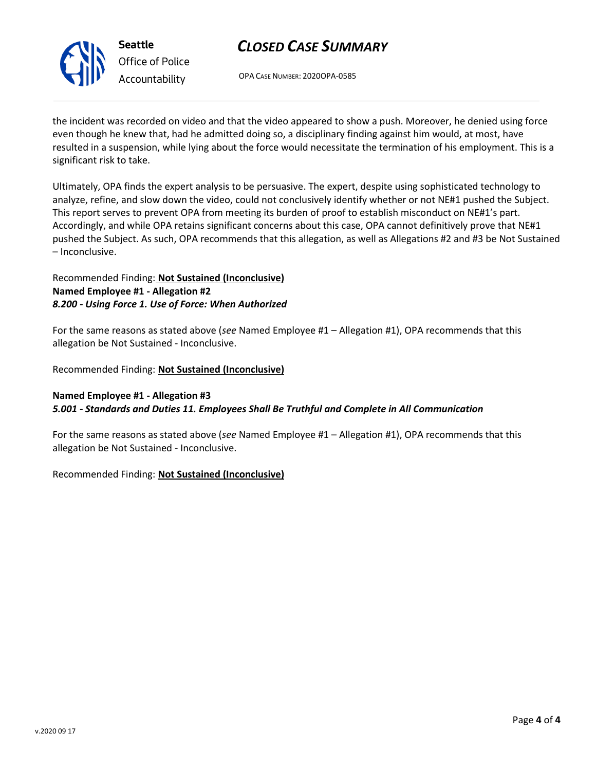the incident was recorded on video and that the video appeared to show a push. Moreover, he denied using force even though he knew that, had he admitted doing so, a disciplinary finding against him would, at most, have resulted in a suspension, while lying about the force would necessitate the termination of his employment. This is a significant risk to take.

Ultimately, OPA finds the expert analysis to be persuasive. The expert, despite using sophisticated technology to analyze, refine, and slow down the video, could not conclusively identify whether or not NE#1 pushed the Subject. This report serves to prevent OPA from meeting its burden of proof to establish misconduct on NE#1's part. Accordingly, and while OPA retains significant concerns about this case, OPA cannot definitively prove that NE#1 pushed the Subject. As such, OPA recommends that this allegation, as well as Allegations #2 and #3 be Not Sustained – Inconclusive.

Recommended Finding: **Not Sustained (Inconclusive)**

**Named Employee #1 - Allegation #2**
***8.200 - Using Force 1. Use of Force: When Authorized***

For the same reasons as stated above (*see* Named Employee #1 – Allegation #1), OPA recommends that this allegation be Not Sustained - Inconclusive.

Recommended Finding: **Not Sustained (Inconclusive)**

**Named Employee #1 - Allegation #3**
***5.001 - Standards and Duties 11. Employees Shall Be Truthful and Complete in All Communication***

For the same reasons as stated above (*see* Named Employee #1 – Allegation #1), OPA recommends that this allegation be Not Sustained - Inconclusive.

Recommended Finding: **Not Sustained (Inconclusive)**